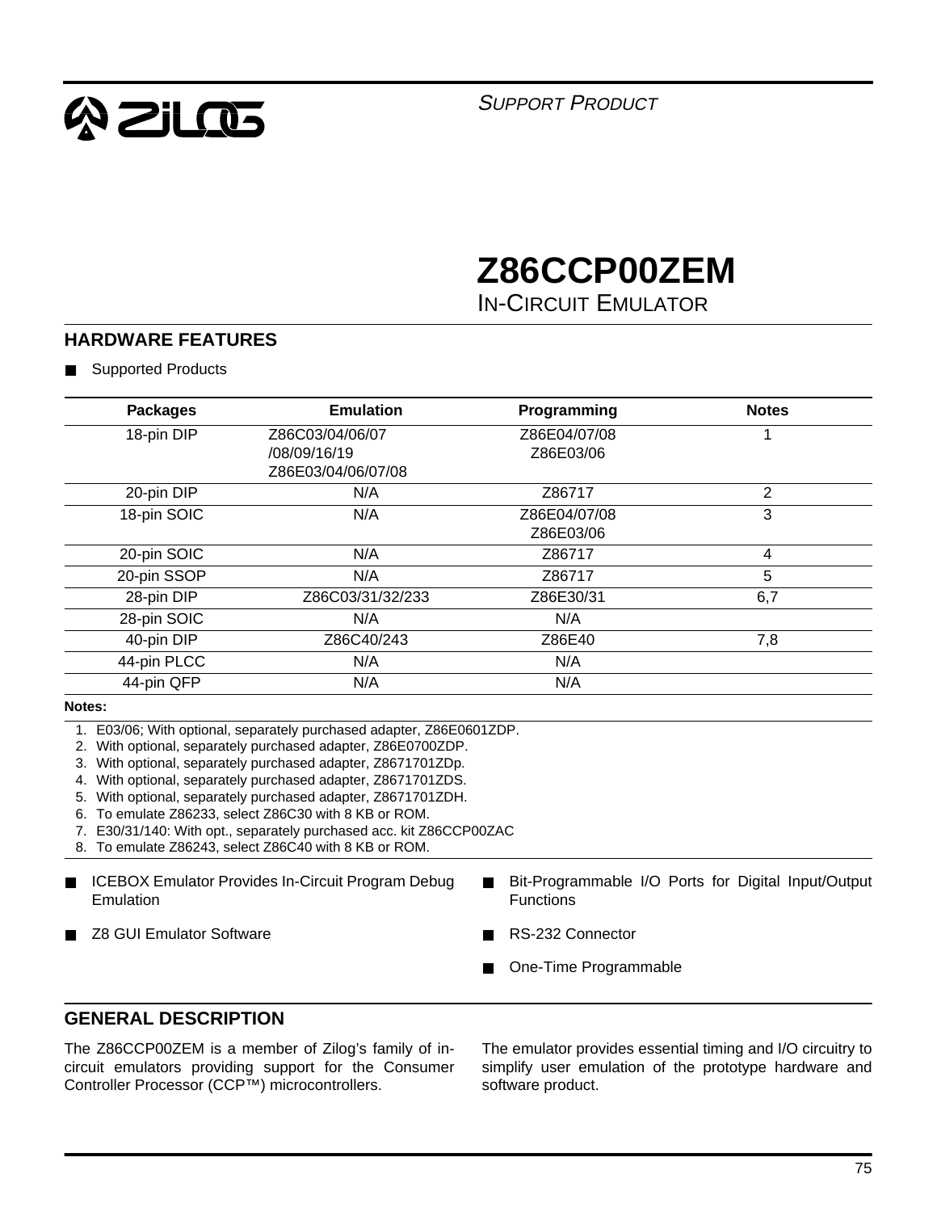*SUPPORT PRODUCT*

# Z86CCP00ZEM

## IN-CIRCUIT EMULATOR

## HARDWARE FEATURES

- Supported Products

| Packages | Emulation | Programming | Notes |
|---|---|---|---|
| 18-pin DIP | Z86C03/04/06/07<br>/08/09/16/19<br>Z86E03/04/06/07/08 | Z86E04/07/08<br>Z86E03/06 | 1 |
| 20-pin DIP | N/A | Z86717 | 2 |
| 18-pin SOIC | N/A | Z86E04/07/08<br>Z86E03/06 | 3 |
| 20-pin SOIC | N/A | Z86717 | 4 |
| 20-pin SSOP | N/A | Z86717 | 5 |
| 28-pin DIP | Z86C03/31/32/233 | Z86E30/31 | 6,7 |
| 28-pin SOIC | N/A | N/A | |
| 40-pin DIP | Z86C40/243 | Z86E40 | 7,8 |
| 44-pin PLCC | N/A | N/A | |
| 44-pin QFP | N/A | N/A | |

**Notes:**

1. E03/06; With optional, separately purchased adapter, Z86E0601ZDP.
2. With optional, separately purchased adapter, Z86E0700ZDP.
3. With optional, separately purchased adapter, Z8671701ZDp.
4. With optional, separately purchased adapter, Z8671701ZDS.
5. With optional, separately purchased adapter, Z8671701ZDH.
6. To emulate Z86233, select Z86C30 with 8 KB or ROM.
7. E30/31/140: With opt., separately purchased acc. kit Z86CCP00ZAC
8. To emulate Z86243, select Z86C40 with 8 KB or ROM.

- ICEBOX Emulator Provides In-Circuit Program Debug Emulation
- Z8 GUI Emulator Software
- Bit-Programmable I/O Ports for Digital Input/Output Functions
- RS-232 Connector
- One-Time Programmable

## GENERAL DESCRIPTION

The Z86CCP00ZEM is a member of Zilog's family of in-circuit emulators providing support for the Consumer Controller Processor (CCP™) microcontrollers.

The emulator provides essential timing and I/O circuitry to simplify user emulation of the prototype hardware and software product.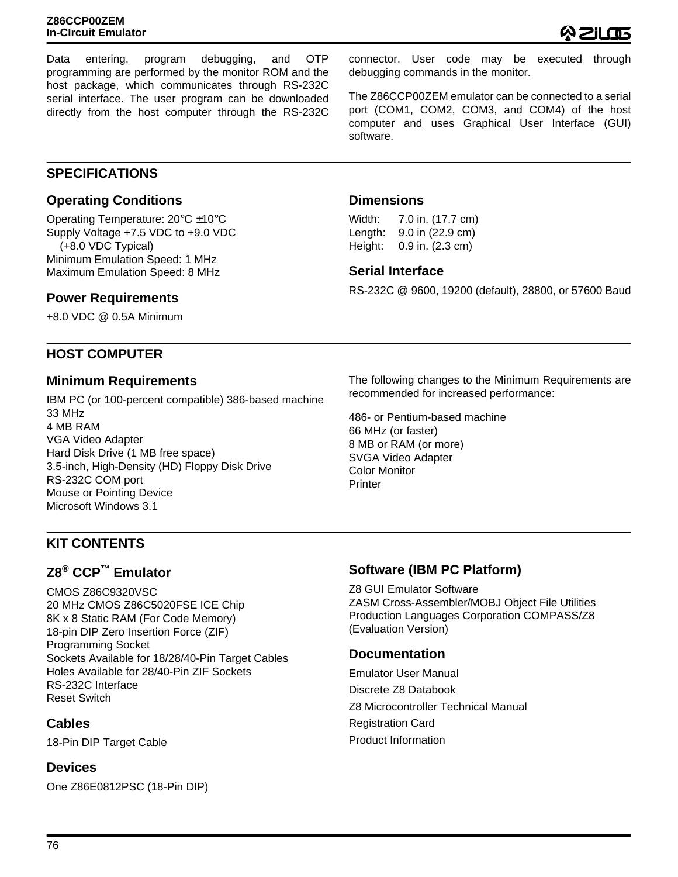Data entering, program debugging, and OTP programming are performed by the monitor ROM and the host package, which communicates through RS-232C serial interface. The user program can be downloaded directly from the host computer through the RS-232C connector. User code may be executed through debugging commands in the monitor.

The Z86CCP00ZEM emulator can be connected to a serial port (COM1, COM2, COM3, and COM4) of the host computer and uses Graphical User Interface (GUI) software.

## SPECIFICATIONS

### Operating Conditions

Operating Temperature: 20°C ±10°C
Supply Voltage +7.5 VDC to +9.0 VDC
(+8.0 VDC Typical)
Minimum Emulation Speed: 1 MHz
Maximum Emulation Speed: 8 MHz

### Power Requirements

+8.0 VDC @ 0.5A Minimum

### Dimensions

Width: 7.0 in. (17.7 cm)
Length: 9.0 in (22.9 cm)
Height: 0.9 in. (2.3 cm)

### Serial Interface

RS-232C @ 9600, 19200 (default), 28800, or 57600 Baud

## HOST COMPUTER

### Minimum Requirements

IBM PC (or 100-percent compatible) 386-based machine
33 MHz
4 MB RAM
VGA Video Adapter
Hard Disk Drive (1 MB free space)
3.5-inch, High-Density (HD) Floppy Disk Drive
RS-232C COM port
Mouse or Pointing Device
Microsoft Windows 3.1

The following changes to the Minimum Requirements are recommended for increased performance:

486- or Pentium-based machine
66 MHz (or faster)
8 MB or RAM (or more)
SVGA Video Adapter
Color Monitor
Printer

## KIT CONTENTS

### Z8® CCP™ Emulator

CMOS Z86C9320VSC
20 MHz CMOS Z86C5020FSE ICE Chip
8K x 8 Static RAM (For Code Memory)
18-pin DIP Zero Insertion Force (ZIF)
Programming Socket
Sockets Available for 18/28/40-Pin Target Cables
Holes Available for 28/40-Pin ZIF Sockets
RS-232C Interface
Reset Switch

### Cables

18-Pin DIP Target Cable

### Devices

One Z86E0812PSC (18-Pin DIP)

### Software (IBM PC Platform)

Z8 GUI Emulator Software
ZASM Cross-Assembler/MOBJ Object File Utilities
Production Languages Corporation COMPASS/Z8
(Evaluation Version)

### Documentation

Emulator User Manual
Discrete Z8 Databook
Z8 Microcontroller Technical Manual
Registration Card
Product Information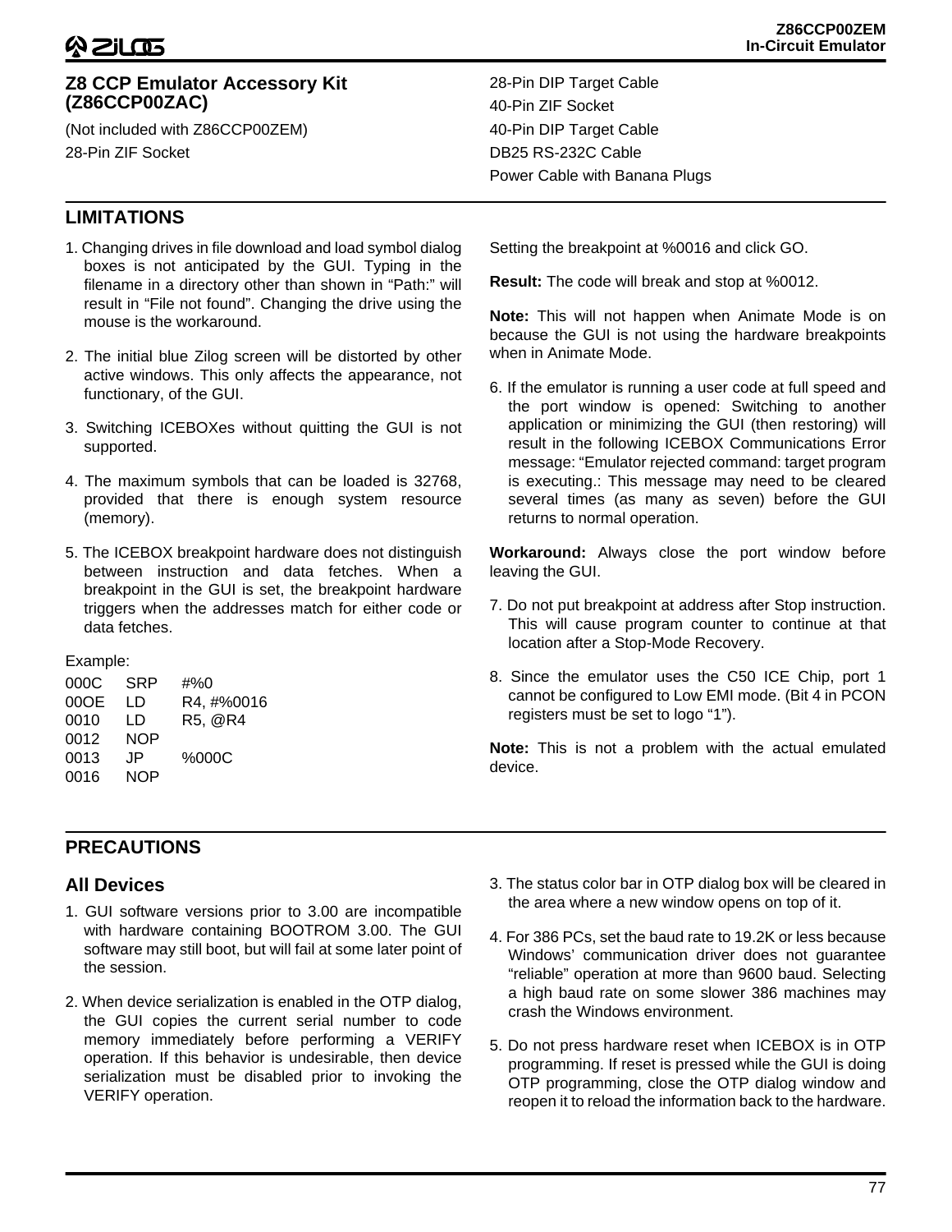## Z8 CCP Emulator Accessory Kit (Z86CCP00ZAC)

(Not included with Z86CCP00ZEM)

28-Pin ZIF Socket

28-Pin DIP Target Cable

40-Pin ZIF Socket

40-Pin DIP Target Cable

DB25 RS-232C Cable

Power Cable with Banana Plugs

## LIMITATIONS

1. Changing drives in file download and load symbol dialog boxes is not anticipated by the GUI. Typing in the filename in a directory other than shown in "Path:" will result in "File not found". Changing the drive using the mouse is the workaround.

2. The initial blue Zilog screen will be distorted by other active windows. This only affects the appearance, not functionary, of the GUI.

3. Switching ICEBOXes without quitting the GUI is not supported.

4. The maximum symbols that can be loaded is 32768, provided that there is enough system resource (memory).

5. The ICEBOX breakpoint hardware does not distinguish between instruction and data fetches. When a breakpoint in the GUI is set, the breakpoint hardware triggers when the addresses match for either code or data fetches.

Example:

```
000C   SRP   #%0
00OE   LD    R4, #%0016
0010   LD    R5, @R4
0012   NOP
0013   JP    %000C
0016   NOP
```

Setting the breakpoint at %0016 and click GO.

**Result:** The code will break and stop at %0012.

**Note:** This will not happen when Animate Mode is on because the GUI is not using the hardware breakpoints when in Animate Mode.

6. If the emulator is running a user code at full speed and the port window is opened: Switching to another application or minimizing the GUI (then restoring) will result in the following ICEBOX Communications Error message: "Emulator rejected command: target program is executing.: This message may need to be cleared several times (as many as seven) before the GUI returns to normal operation.

**Workaround:** Always close the port window before leaving the GUI.

7. Do not put breakpoint at address after Stop instruction. This will cause program counter to continue at that location after a Stop-Mode Recovery.

8. Since the emulator uses the C50 ICE Chip, port 1 cannot be configured to Low EMI mode. (Bit 4 in PCON registers must be set to logo "1").

**Note:** This is not a problem with the actual emulated device.

## PRECAUTIONS

### All Devices

1. GUI software versions prior to 3.00 are incompatible with hardware containing BOOTROM 3.00. The GUI software may still boot, but will fail at some later point of the session.

2. When device serialization is enabled in the OTP dialog, the GUI copies the current serial number to code memory immediately before performing a VERIFY operation. If this behavior is undesirable, then device serialization must be disabled prior to invoking the VERIFY operation.

3. The status color bar in OTP dialog box will be cleared in the area where a new window opens on top of it.

4. For 386 PCs, set the baud rate to 19.2K or less because Windows' communication driver does not guarantee "reliable" operation at more than 9600 baud. Selecting a high baud rate on some slower 386 machines may crash the Windows environment.

5. Do not press hardware reset when ICEBOX is in OTP programming. If reset is pressed while the GUI is doing OTP programming, close the OTP dialog window and reopen it to reload the information back to the hardware.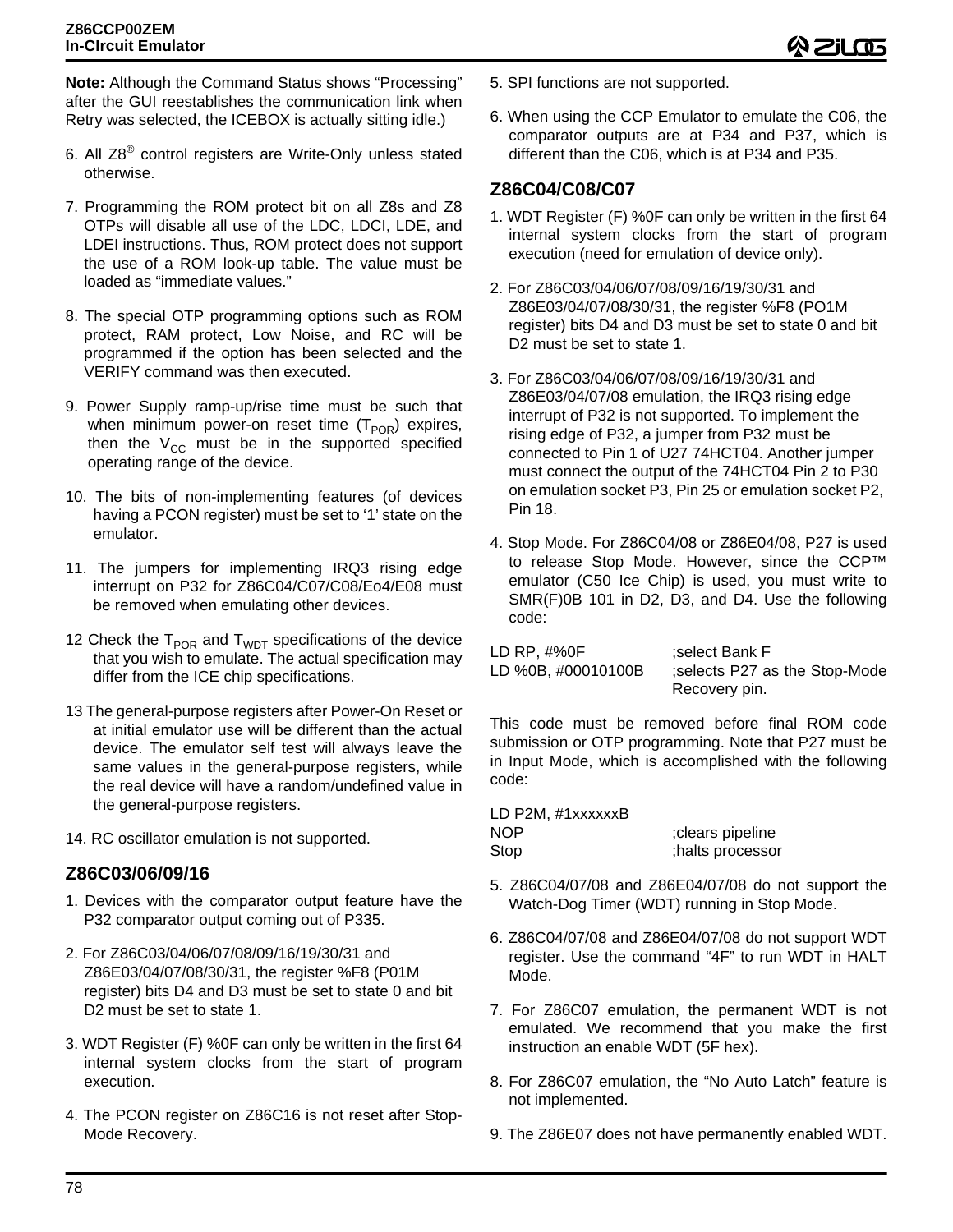**Note:** Although the Command Status shows “Processing” after the GUI reestablishes the communication link when Retry was selected, the ICEBOX is actually sitting idle.)

6. All Z8® control registers are Write-Only unless stated otherwise.

7. Programming the ROM protect bit on all Z8s and Z8 OTPs will disable all use of the LDC, LDCI, LDE, and LDEI instructions. Thus, ROM protect does not support the use of a ROM look-up table. The value must be loaded as “immediate values.”

8. The special OTP programming options such as ROM protect, RAM protect, Low Noise, and RC will be programmed if the option has been selected and the VERIFY command was then executed.

9. Power Supply ramp-up/rise time must be such that when minimum power-on reset time ($T_{POR}$) expires, then the $V_{CC}$ must be in the supported specified operating range of the device.

10. The bits of non-implementing features (of devices having a PCON register) must be set to ‘1’ state on the emulator.

11. The jumpers for implementing IRQ3 rising edge interrupt on P32 for Z86C04/C07/C08/Eo4/E08 must be removed when emulating other devices.

12 Check the $T_{POR}$ and $T_{WDT}$ specifications of the device that you wish to emulate. The actual specification may differ from the ICE chip specifications.

13 The general-purpose registers after Power-On Reset or at initial emulator use will be different than the actual device. The emulator self test will always leave the same values in the general-purpose registers, while the real device will have a random/undefined value in the general-purpose registers.

14. RC oscillator emulation is not supported.

## Z86C03/06/09/16

1. Devices with the comparator output feature have the P32 comparator output coming out of P335.

2. For Z86C03/04/06/07/08/09/16/19/30/31 and Z86E03/04/07/08/30/31, the register %F8 (P01M register) bits D4 and D3 must be set to state 0 and bit D2 must be set to state 1.

3. WDT Register (F) %0F can only be written in the first 64 internal system clocks from the start of program execution.

4. The PCON register on Z86C16 is not reset after Stop-Mode Recovery.

5. SPI functions are not supported.

6. When using the CCP Emulator to emulate the C06, the comparator outputs are at P34 and P37, which is different than the C06, which is at P34 and P35.

## Z86C04/C08/C07

1. WDT Register (F) %0F can only be written in the first 64 internal system clocks from the start of program execution (need for emulation of device only).

2. For Z86C03/04/06/07/08/09/16/19/30/31 and Z86E03/04/07/08/30/31, the register %F8 (PO1M register) bits D4 and D3 must be set to state 0 and bit D2 must be set to state 1.

3. For Z86C03/04/06/07/08/09/16/19/30/31 and Z86E03/04/07/08 emulation, the IRQ3 rising edge interrupt of P32 is not supported. To implement the rising edge of P32, a jumper from P32 must be connected to Pin 1 of U27 74HCT04. Another jumper must connect the output of the 74HCT04 Pin 2 to P30 on emulation socket P3, Pin 25 or emulation socket P2, Pin 18.

4. Stop Mode. For Z86C04/08 or Z86E04/08, P27 is used to release Stop Mode. However, since the CCP™ emulator (C50 Ice Chip) is used, you must write to SMR(F)0B 101 in D2, D3, and D4. Use the following code:

```
LD RP, #%0F            ;select Bank F
LD %0B, #00010100B     ;selects P27 as the Stop-Mode
                       Recovery pin.
```

This code must be removed before final ROM code submission or OTP programming. Note that P27 must be in Input Mode, which is accomplished with the following code:

```
LD P2M, #1xxxxxxB
NOP                    ;clears pipeline
Stop                   ;halts processor
```

5. Z86C04/07/08 and Z86E04/07/08 do not support the Watch-Dog Timer (WDT) running in Stop Mode.

6. Z86C04/07/08 and Z86E04/07/08 do not support WDT register. Use the command “4F” to run WDT in HALT Mode.

7. For Z86C07 emulation, the permanent WDT is not emulated. We recommend that you make the first instruction an enable WDT (5F hex).

8. For Z86C07 emulation, the “No Auto Latch” feature is not implemented.

9. The Z86E07 does not have permanently enabled WDT.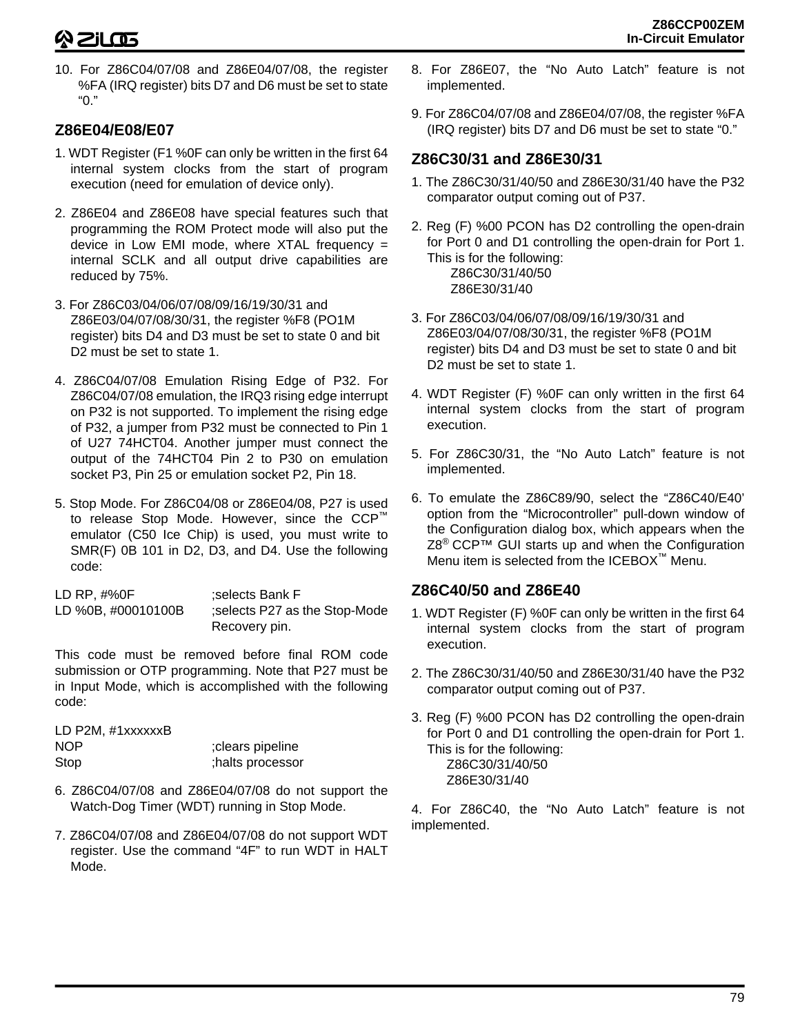10. For Z86C04/07/08 and Z86E04/07/08, the register %FA (IRQ register) bits D7 and D6 must be set to state “0.”

## Z86E04/E08/E07

1. WDT Register (F1 %0F can only be written in the first 64 internal system clocks from the start of program execution (need for emulation of device only).

2. Z86E04 and Z86E08 have special features such that programming the ROM Protect mode will also put the device in Low EMI mode, where XTAL frequency = internal SCLK and all output drive capabilities are reduced by 75%.

3. For Z86C03/04/06/07/08/09/16/19/30/31 and Z86E03/04/07/08/30/31, the register %F8 (PO1M register) bits D4 and D3 must be set to state 0 and bit D2 must be set to state 1.

4. Z86C04/07/08 Emulation Rising Edge of P32. For Z86C04/07/08 emulation, the IRQ3 rising edge interrupt on P32 is not supported. To implement the rising edge of P32, a jumper from P32 must be connected to Pin 1 of U27 74HCT04. Another jumper must connect the output of the 74HCT04 Pin 2 to P30 on emulation socket P3, Pin 25 or emulation socket P2, Pin 18.

5. Stop Mode. For Z86C04/08 or Z86E04/08, P27 is used to release Stop Mode. However, since the CCP™ emulator (C50 Ice Chip) is used, you must write to SMR(F) 0B 101 in D2, D3, and D4. Use the following code:

```
LD RP, #%0F              ;selects Bank F
LD %0B, #00010100B       ;selects P27 as the Stop-Mode
                          Recovery pin.
```

This code must be removed before final ROM code submission or OTP programming. Note that P27 must be in Input Mode, which is accomplished with the following code:

```
LD P2M, #1xxxxxxB
NOP                      ;clears pipeline
Stop                     ;halts processor
```

6. Z86C04/07/08 and Z86E04/07/08 do not support the Watch-Dog Timer (WDT) running in Stop Mode.

7. Z86C04/07/08 and Z86E04/07/08 do not support WDT register. Use the command “4F” to run WDT in HALT Mode.

8. For Z86E07, the “No Auto Latch” feature is not implemented.

9. For Z86C04/07/08 and Z86E04/07/08, the register %FA (IRQ register) bits D7 and D6 must be set to state “0.”

## Z86C30/31 and Z86E30/31

1. The Z86C30/31/40/50 and Z86E30/31/40 have the P32 comparator output coming out of P37.

2. Reg (F) %00 PCON has D2 controlling the open-drain for Port 0 and D1 controlling the open-drain for Port 1. This is for the following:
   Z86C30/31/40/50
   Z86E30/31/40

3. For Z86C03/04/06/07/08/09/16/19/30/31 and Z86E03/04/07/08/30/31, the register %F8 (PO1M register) bits D4 and D3 must be set to state 0 and bit D2 must be set to state 1.

4. WDT Register (F) %0F can only written in the first 64 internal system clocks from the start of program execution.

5. For Z86C30/31, the “No Auto Latch” feature is not implemented.

6. To emulate the Z86C89/90, select the “Z86C40/E40’ option from the “Microcontroller” pull-down window of the Configuration dialog box, which appears when the Z8® CCP™ GUI starts up and when the Configuration Menu item is selected from the ICEBOX™ Menu.

## Z86C40/50 and Z86E40

1. WDT Register (F) %0F can only be written in the first 64 internal system clocks from the start of program execution.

2. The Z86C30/31/40/50 and Z86E30/31/40 have the P32 comparator output coming out of P37.

3. Reg (F) %00 PCON has D2 controlling the open-drain for Port 0 and D1 controlling the open-drain for Port 1. This is for the following:
   Z86C30/31/40/50
   Z86E30/31/40

4. For Z86C40, the “No Auto Latch” feature is not implemented.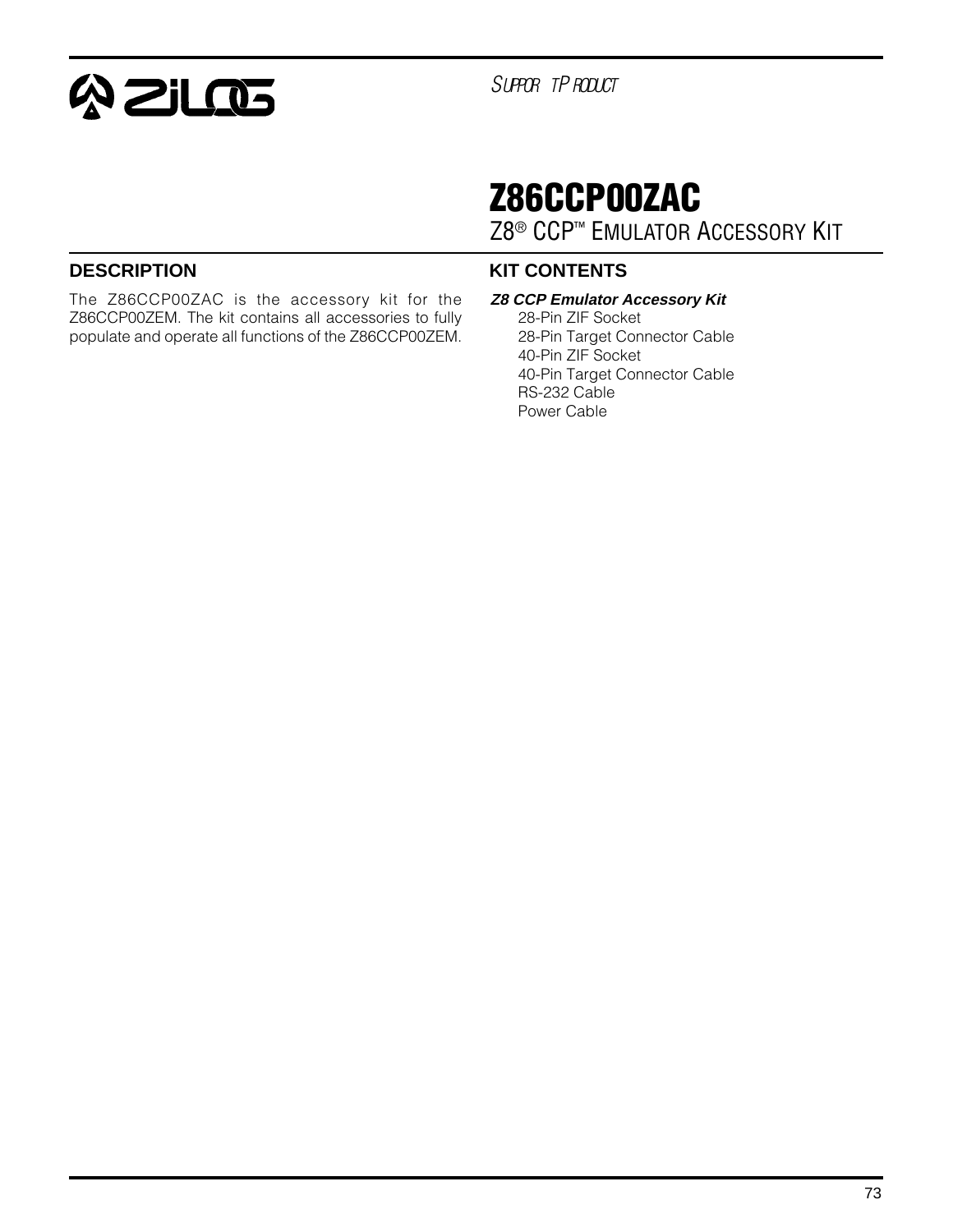SUPPORT PRODUCT

# Z86CCP00ZAC

## Z8® CCP™ EMULATOR ACCESSORY KIT

## DESCRIPTION

The Z86CCP00ZAC is the accessory kit for the Z86CCP00ZEM. The kit contains all accessories to fully populate and operate all functions of the Z86CCP00ZEM.

## KIT CONTENTS

***Z8 CCP Emulator Accessory Kit***

- 28-Pin ZIF Socket
- 28-Pin Target Connector Cable
- 40-Pin ZIF Socket
- 40-Pin Target Connector Cable
- RS-232 Cable
- Power Cable